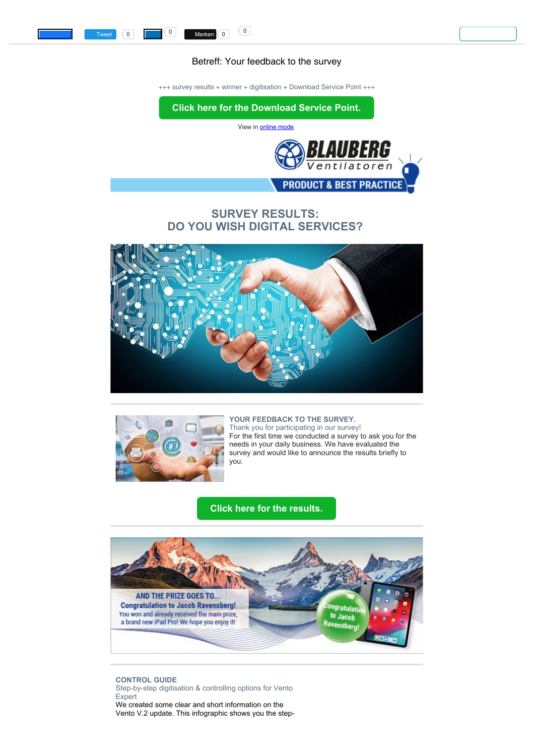Tweet 0 0 Merken 0 0

Betreff: Your feedback to the survey

+++ survey results + winner + digitisation + Download Service Point +++

**Click here for the Download Service Point.**

View in online mode

BLAUBERG Ventilatoren

PRODUCT & BEST PRACTICE

## SURVEY RESULTS: DO YOU WISH DIGITAL SERVICES?

**YOUR FEEDBACK TO THE SURVEY.**
Thank you for participating in our survey!
For the first time we conducted a survey to ask you for the needs in your daily business. We have evaluated the survey and would like to announce the results briefly to you.

**Click here for the results.**

AND THE PRIZE GOES TO...
Congratulation to Jacob Ravensberg!
You won and already received the main prize, a brand new iPad Pro! We hope you enjoy it!

Congratulation to Jacob Ravensberg!

**CONTROL GUIDE**
Step-by-step digitisation & controlling options for Vento Expert
We created some clear and short information on the Vento V.2 update. This infographic shows you the step-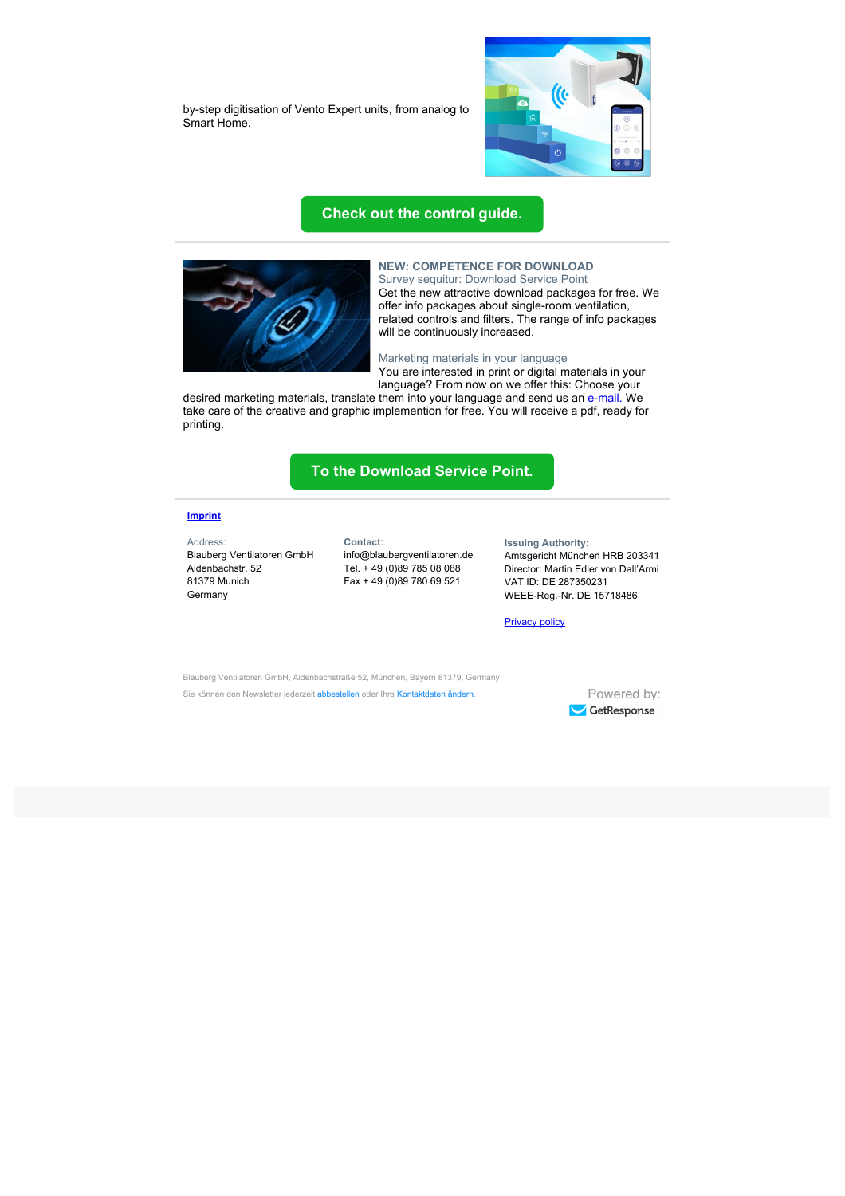by-step digitisation of Vento Expert units, from analog to Smart Home.

**Check out the control guide.**

---

**NEW: COMPETENCE FOR DOWNLOAD**

Survey sequitur: Download Service Point

Get the new attractive download packages for free. We offer info packages about single-room ventilation, related controls and filters. The range of info packages will be continuously increased.

Marketing materials in your language

You are interested in print or digital materials in your language? From now on we offer this: Choose your desired marketing materials, translate them into your language and send us an e-mail. We take care of the creative and graphic implemention for free. You will receive a pdf, ready for printing.

**To the Download Service Point.**

---

**Imprint**

Address:
Blauberg Ventilatoren GmbH
Aidenbachstr. 52
81379 Munich
Germany

**Contact:**
info@blaubergventilatoren.de
Tel. + 49 (0)89 785 08 088
Fax + 49 (0)89 780 69 521

**Issuing Authority:**
Amtsgericht München HRB 203341
Director: Martin Edler von Dall'Armi
VAT ID: DE 287350231
WEEE-Reg.-Nr. DE 15718486

Privacy policy

Blauberg Ventilatoren GmbH, Aidenbachstraße 52, München, Bayern 81379, Germany

Sie können den Newsletter jederzeit abbestellen oder Ihre Kontaktdaten ändern.

Powered by: GetResponse